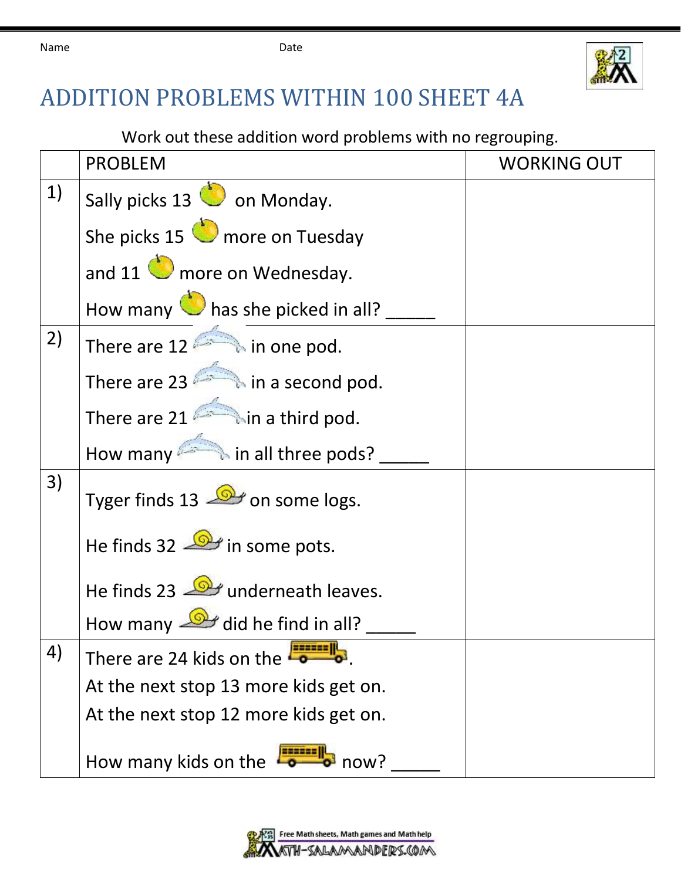Name Date

# ADDITION PROBLEMS WITHIN 100 SHEET 4A

Work out these addition word problems with no regrouping.

| | PROBLEM | WORKING OUT |
|---|---|---|
| 1) | Sally picks 13 on Monday.<br>She picks 15 more on Tuesday<br>and 11 more on Wednesday.<br>How many has she picked in all? _____ | |
| 2) | There are 12 in one pod.<br>There are 23 in a second pod.<br>There are 21 in a third pod.<br>How many in all three pods? _____ | |
| 3) | Tyger finds 13 on some logs.<br>He finds 32 in some pots.<br>He finds 23 underneath leaves.<br>How many did he find in all? _____ | |
| 4) | There are 24 kids on the .<br>At the next stop 13 more kids get on.<br>At the next stop 12 more kids get on.<br>How many kids on the now? _____ | |

Free Math sheets, Math games and Math help
MATH-SALAMANDERS.COM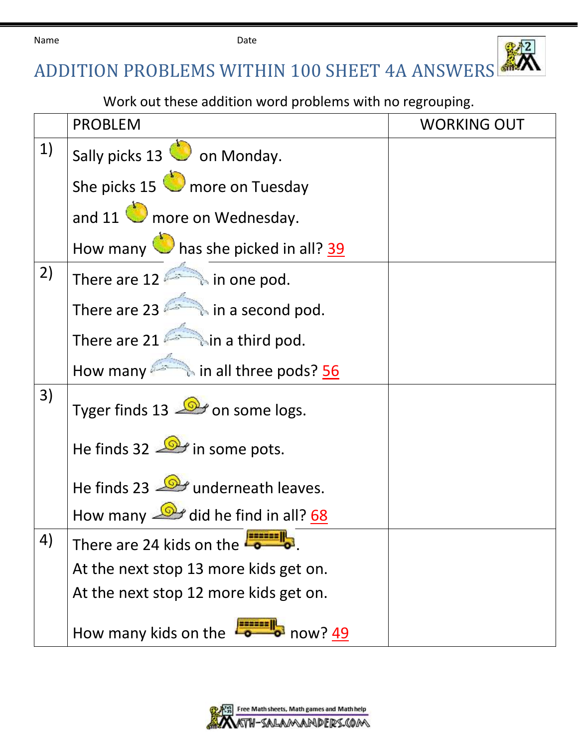Name Date

# ADDITION PROBLEMS WITHIN 100 SHEET 4A ANSWERS

Work out these addition word problems with no regrouping.

| | PROBLEM | WORKING OUT |
|---|---|---|
| 1) | Sally picks 13 on Monday.<br>She picks 15 more on Tuesday<br>and 11 more on Wednesday.<br>How many has she picked in all? 39 | |
| 2) | There are 12 in one pod.<br>There are 23 in a second pod.<br>There are 21 in a third pod.<br>How many in all three pods? 56 | |
| 3) | Tyger finds 13 on some logs.<br>He finds 32 in some pots.<br>He finds 23 underneath leaves.<br>How many did he find in all? 68 | |
| 4) | There are 24 kids on the .<br>At the next stop 13 more kids get on.<br>At the next stop 12 more kids get on.<br>How many kids on the now? 49 | |

Free Math sheets, Math games and Math help
MATH-SALAMANDERS.COM